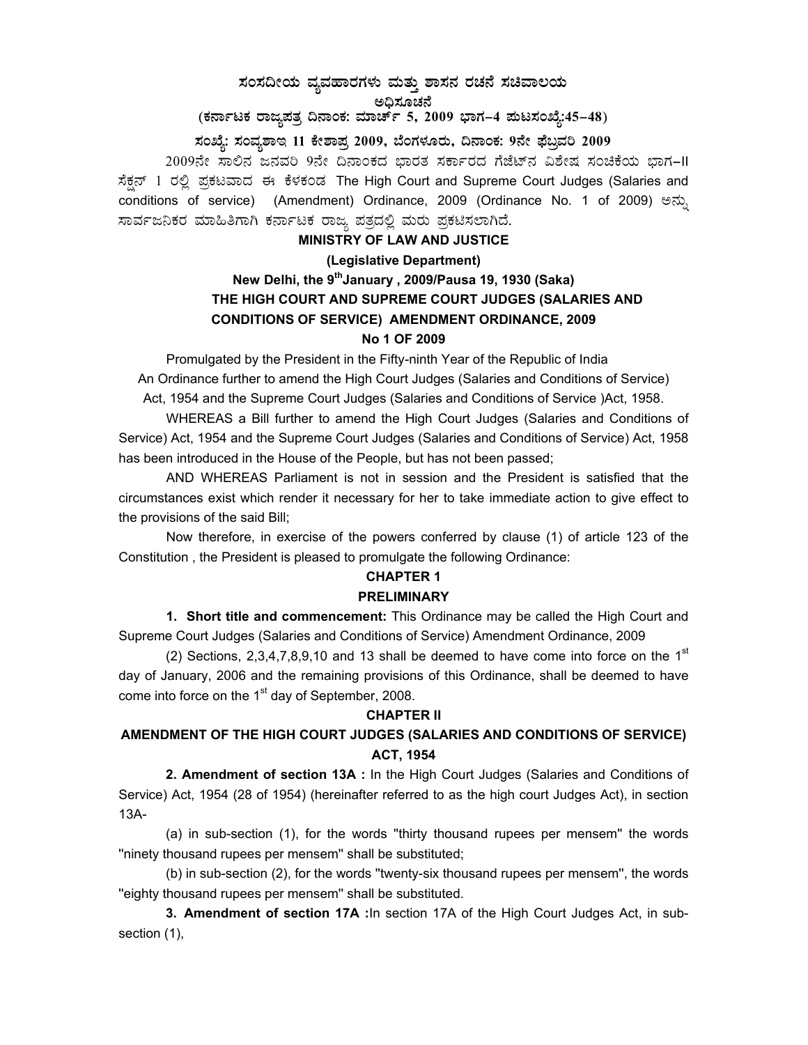# ಸಂಸದೀಯ ವ್ಯವಹಾರಗಳು ಮತ್ತು ಶಾಸನ ರಚನೆ ಸಚಿವಾಲಯ

## ಅಧಿಸೂಚನೆ

**(ಕರ್ನಾಟಕ ರಾಜ್ಯಪತ್ರ ದಿನಾಂಕ: ಮಾರ್ಚ್ 5, 2009 ಭಾಗ–4 ಪುಟಸಂಖ್ಯೆ:45–48)**

**ಸಂಖ್ಯೆ: ಸಂವ್ಯಶಾಇ 11 ಕೇಶಾಪ್ರ 2009, ಬೆಂಗಳೂರು, ದಿನಾಂಕ: 9ನೇ ಫೆಬ್ರವರಿ 2009**

2009ನೇ ಸಾಲಿನ ಜನವರಿ 9ನೇ ದಿನಾಂಕದ ಭಾರತ ಸರ್ಕಾರದ ಗೆಜೆಟ್‌ನ ವಿಶೇಷ ಸಂಚಿಕೆಯ ಭಾಗ–II ಸೆಕ್ಷನ್ 1 ರಲ್ಲಿ ಪ್ರಕಟವಾದ ಈ ಕೆಳಕಂಡ The High Court and Supreme Court Judges (Salaries and conditions of service) (Amendment) Ordinance, 2009 (Ordinance No. 1 of 2009) ಅನ್ನು ಸಾರ್ವಜನಿಕರ ಮಾಹಿತಿಗಾಗಿ ಕರ್ನಾಟಕ ರಾಜ್ಯ ಪತ್ರದಲ್ಲಿ ಮರು ಪ್ರಕಟಿಸಲಾಗಿದೆ.

**MINISTRY OF LAW AND JUSTICE**

**(Legislative Department)**

**New Delhi, the 9th January , 2009/Pausa 19, 1930 (Saka)**

**THE HIGH COURT AND SUPREME COURT JUDGES (SALARIES AND CONDITIONS OF SERVICE) AMENDMENT ORDINANCE, 2009**

**No 1 OF 2009**

Promulgated by the President in the Fifty-ninth Year of the Republic of India

An Ordinance further to amend the High Court Judges (Salaries and Conditions of Service) Act, 1954 and the Supreme Court Judges (Salaries and Conditions of Service )Act, 1958.

WHEREAS a Bill further to amend the High Court Judges (Salaries and Conditions of Service) Act, 1954 and the Supreme Court Judges (Salaries and Conditions of Service) Act, 1958 has been introduced in the House of the People, but has not been passed;

AND WHEREAS Parliament is not in session and the President is satisfied that the circumstances exist which render it necessary for her to take immediate action to give effect to the provisions of the said Bill;

Now therefore, in exercise of the powers conferred by clause (1) of article 123 of the Constitution , the President is pleased to promulgate the following Ordinance:

## CHAPTER 1

## PRELIMINARY

**1. Short title and commencement:** This Ordinance may be called the High Court and Supreme Court Judges (Salaries and Conditions of Service) Amendment Ordinance, 2009

(2) Sections, 2,3,4,7,8,9,10 and 13 shall be deemed to have come into force on the 1st day of January, 2006 and the remaining provisions of this Ordinance, shall be deemed to have come into force on the 1st day of September, 2008.

## CHAPTER II

## AMENDMENT OF THE HIGH COURT JUDGES (SALARIES AND CONDITIONS OF SERVICE) ACT, 1954

**2. Amendment of section 13A :** In the High Court Judges (Salaries and Conditions of Service) Act, 1954 (28 of 1954) (hereinafter referred to as the high court Judges Act), in section 13A-

(a) in sub-section (1), for the words ''thirty thousand rupees per mensem'' the words ''ninety thousand rupees per mensem'' shall be substituted;

(b) in sub-section (2), for the words ''twenty-six thousand rupees per mensem'', the words ''eighty thousand rupees per mensem'' shall be substituted.

**3. Amendment of section 17A :**In section 17A of the High Court Judges Act, in sub-section (1),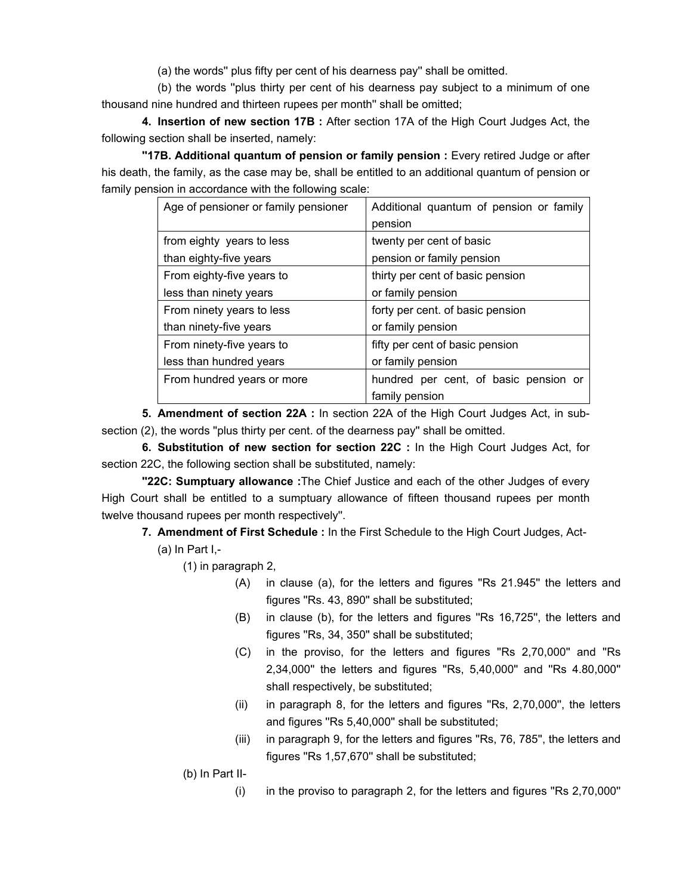(a) the words'' plus fifty per cent of his dearness pay'' shall be omitted.

(b) the words ''plus thirty per cent of his dearness pay subject to a minimum of one thousand nine hundred and thirteen rupees per month'' shall be omitted;

**4. Insertion of new section 17B :** After section 17A of the High Court Judges Act, the following section shall be inserted, namely:

**''17B. Additional quantum of pension or family pension :** Every retired Judge or after his death, the family, as the case may be, shall be entitled to an additional quantum of pension or family pension in accordance with the following scale:

| Age of pensioner or family pensioner | Additional quantum of pension or family pension |
|---|---|
| from eighty years to less than eighty-five years | twenty per cent of basic pension or family pension |
| From eighty-five years to less than ninety years | thirty per cent of basic pension or family pension |
| From ninety years to less than ninety-five years | forty per cent. of basic pension or family pension |
| From ninety-five years to less than hundred years | fifty per cent of basic pension or family pension |
| From hundred years or more | hundred per cent, of basic pension or family pension |

**5. Amendment of section 22A :** In section 22A of the High Court Judges Act, in sub-section (2), the words ''plus thirty per cent. of the dearness pay'' shall be omitted.

**6. Substitution of new section for section 22C :** In the High Court Judges Act, for section 22C, the following section shall be substituted, namely:

**''22C: Sumptuary allowance :**The Chief Justice and each of the other Judges of every High Court shall be entitled to a sumptuary allowance of fifteen thousand rupees per month twelve thousand rupees per month respectively''.

**7. Amendment of First Schedule :** In the First Schedule to the High Court Judges, Act-

(a) In Part I,-

(1) in paragraph 2,

(A) in clause (a), for the letters and figures ''Rs 21.945'' the letters and figures ''Rs. 43, 890'' shall be substituted;

(B) in clause (b), for the letters and figures ''Rs 16,725'', the letters and figures ''Rs, 34, 350'' shall be substituted;

(C) in the proviso, for the letters and figures ''Rs 2,70,000'' and ''Rs 2,34,000'' the letters and figures ''Rs, 5,40,000'' and ''Rs 4.80,000'' shall respectively, be substituted;

(ii) in paragraph 8, for the letters and figures ''Rs, 2,70,000'', the letters and figures ''Rs 5,40,000'' shall be substituted;

(iii) in paragraph 9, for the letters and figures ''Rs, 76, 785'', the letters and figures ''Rs 1,57,670'' shall be substituted;

(b) In Part II-

(i) in the proviso to paragraph 2, for the letters and figures ''Rs 2,70,000''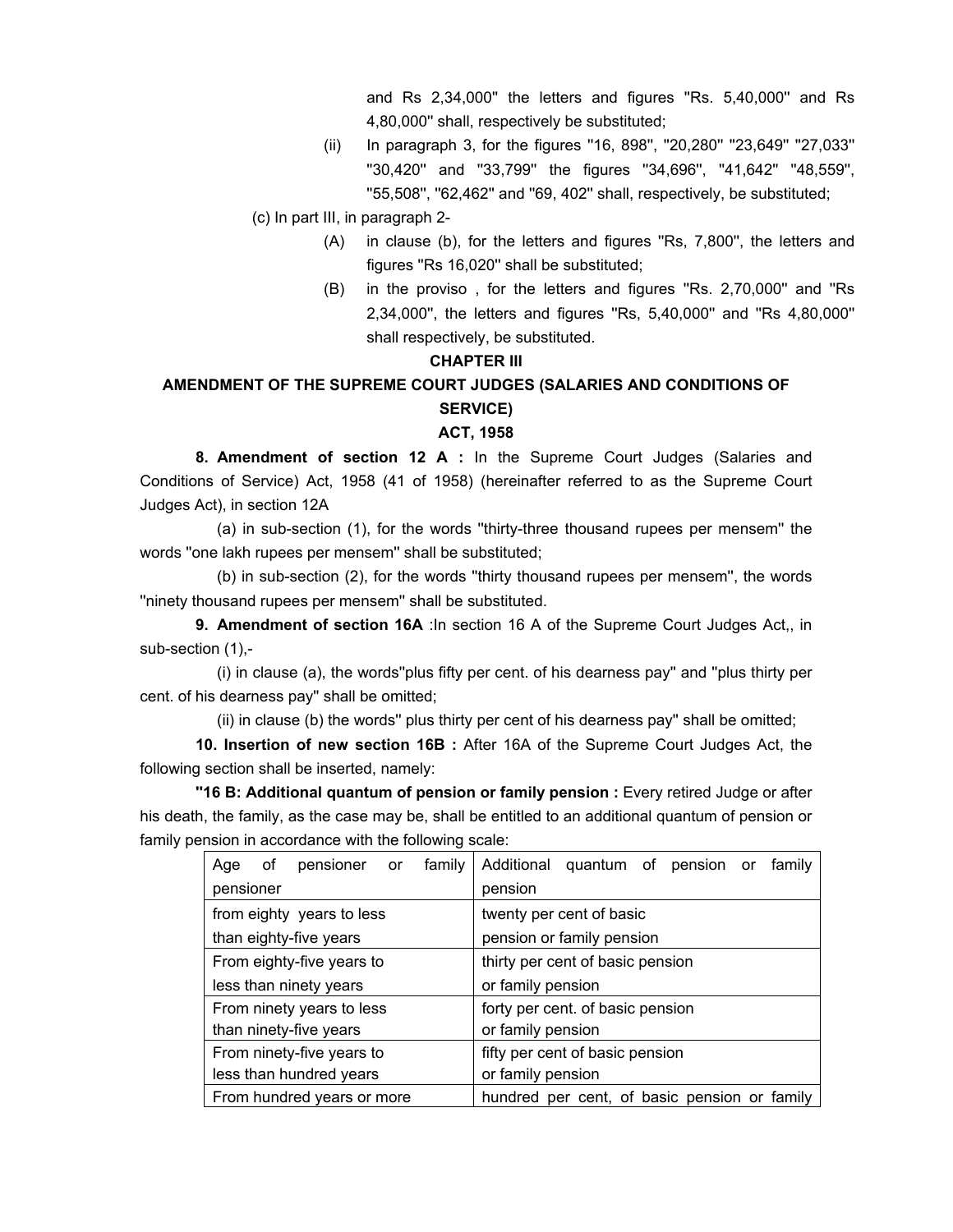and Rs 2,34,000'' the letters and figures ''Rs. 5,40,000'' and Rs 4,80,000'' shall, respectively be substituted;

(ii) In paragraph 3, for the figures ''16, 898'', ''20,280'' ''23,649'' ''27,033'' ''30,420'' and ''33,799'' the figures ''34,696'', ''41,642'' ''48,559'', ''55,508'', ''62,462'' and ''69, 402'' shall, respectively, be substituted;

(c) In part III, in paragraph 2-

(A) in clause (b), for the letters and figures ''Rs, 7,800'', the letters and figures ''Rs 16,020'' shall be substituted;

(B) in the proviso , for the letters and figures ''Rs. 2,70,000'' and ''Rs 2,34,000'', the letters and figures ''Rs, 5,40,000'' and ''Rs 4,80,000'' shall respectively, be substituted.

## CHAPTER III

## AMENDMENT OF THE SUPREME COURT JUDGES (SALARIES AND CONDITIONS OF SERVICE) ACT, 1958

**8. Amendment of section 12 A :** In the Supreme Court Judges (Salaries and Conditions of Service) Act, 1958 (41 of 1958) (hereinafter referred to as the Supreme Court Judges Act), in section 12A

(a) in sub-section (1), for the words ''thirty-three thousand rupees per mensem'' the words ''one lakh rupees per mensem'' shall be substituted;

(b) in sub-section (2), for the words ''thirty thousand rupees per mensem'', the words ''ninety thousand rupees per mensem'' shall be substituted.

**9. Amendment of section 16A** :In section 16 A of the Supreme Court Judges Act,, in sub-section (1),-

(i) in clause (a), the words''plus fifty per cent. of his dearness pay'' and ''plus thirty per cent. of his dearness pay'' shall be omitted;

(ii) in clause (b) the words'' plus thirty per cent of his dearness pay'' shall be omitted;

**10. Insertion of new section 16B :** After 16A of the Supreme Court Judges Act, the following section shall be inserted, namely:

**''16 B: Additional quantum of pension or family pension :** Every retired Judge or after his death, the family, as the case may be, shall be entitled to an additional quantum of pension or family pension in accordance with the following scale:

| Age of pensioner or family pensioner | Additional quantum of pension or family pension |
|---|---|
| from eighty years to less than eighty-five years | twenty per cent of basic pension or family pension |
| From eighty-five years to less than ninety years | thirty per cent of basic pension or family pension |
| From ninety years to less than ninety-five years | forty per cent. of basic pension or family pension |
| From ninety-five years to less than hundred years | fifty per cent of basic pension or family pension |
| From hundred years or more | hundred per cent, of basic pension or family |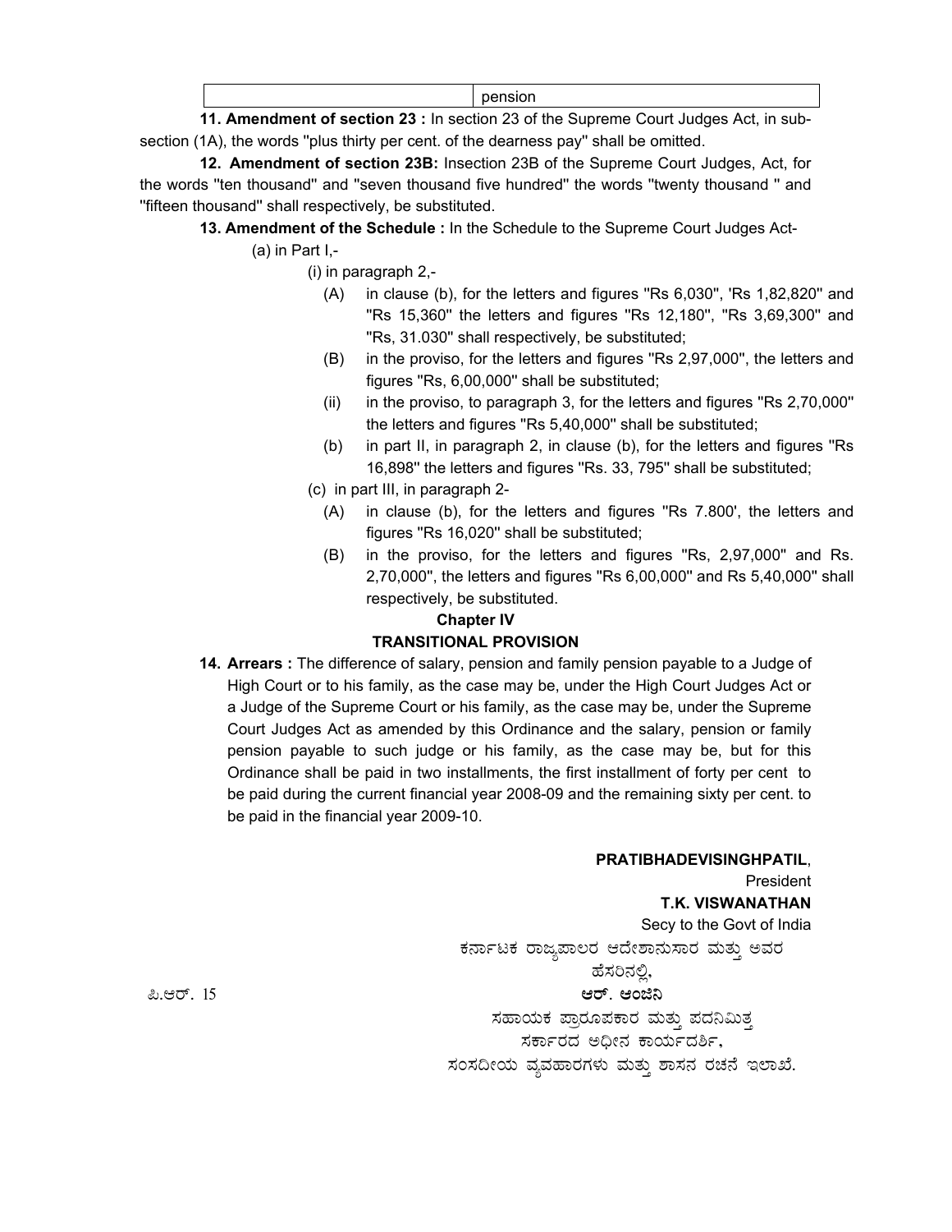| | pension |
|---|---|

**11. Amendment of section 23 :** In section 23 of the Supreme Court Judges Act, in sub-section (1A), the words ''plus thirty per cent. of the dearness pay'' shall be omitted.

**12. Amendment of section 23B:** Insection 23B of the Supreme Court Judges, Act, for the words ''ten thousand'' and ''seven thousand five hundred'' the words ''twenty thousand '' and ''fifteen thousand'' shall respectively, be substituted.

**13. Amendment of the Schedule :** In the Schedule to the Supreme Court Judges Act-

(a) in Part I,-

(i) in paragraph 2,-

(A) in clause (b), for the letters and figures ''Rs 6,030'', 'Rs 1,82,820'' and ''Rs 15,360'' the letters and figures ''Rs 12,180'', ''Rs 3,69,300'' and ''Rs, 31.030'' shall respectively, be substituted;

(B) in the proviso, for the letters and figures ''Rs 2,97,000'', the letters and figures ''Rs, 6,00,000'' shall be substituted;

(ii) in the proviso, to paragraph 3, for the letters and figures ''Rs 2,70,000'' the letters and figures ''Rs 5,40,000'' shall be substituted;

(b) in part II, in paragraph 2, in clause (b), for the letters and figures ''Rs 16,898'' the letters and figures ''Rs. 33, 795'' shall be substituted;

(c) in part III, in paragraph 2-

(A) in clause (b), for the letters and figures ''Rs 7.800', the letters and figures ''Rs 16,020'' shall be substituted;

(B) in the proviso, for the letters and figures ''Rs, 2,97,000'' and Rs. 2,70,000'', the letters and figures ''Rs 6,00,000'' and Rs 5,40,000'' shall respectively, be substituted.

**Chapter IV**

**TRANSITIONAL PROVISION**

**14. Arrears :** The difference of salary, pension and family pension payable to a Judge of High Court or to his family, as the case may be, under the High Court Judges Act or a Judge of the Supreme Court or his family, as the case may be, under the Supreme Court Judges Act as amended by this Ordinance and the salary, pension or family pension payable to such judge or his family, as the case may be, but for this Ordinance shall be paid in two installments, the first installment of forty per cent to be paid during the current financial year 2008-09 and the remaining sixty per cent. to be paid in the financial year 2009-10.

**PRATIBHADEVISINGHPATIL**,
President

**T.K. VISWANATHAN**
Secy to the Govt of India

ಕರ್ನಾಟಕ ರಾಜ್ಯಪಾಲರ ಆದೇಶಾನುಸಾರ ಮತ್ತು ಅವರ ಹೆಸರಿನಲ್ಲಿ,

ಪಿ.ಆರ್. 15

**ಆರ್. ಆಂಜಿನಿ**

ಸಹಾಯಕ ಪ್ರಾರೂಪಕಾರ ಮತ್ತು ಪದನಿಮಿತ್ತ ಸರ್ಕಾರದ ಅಧೀನ ಕಾರ್ಯದರ್ಶಿ,
ಸಂಸದೀಯ ವ್ಯವಹಾರಗಳು ಮತ್ತು ಶಾಸನ ರಚನೆ ಇಲಾಖೆ.